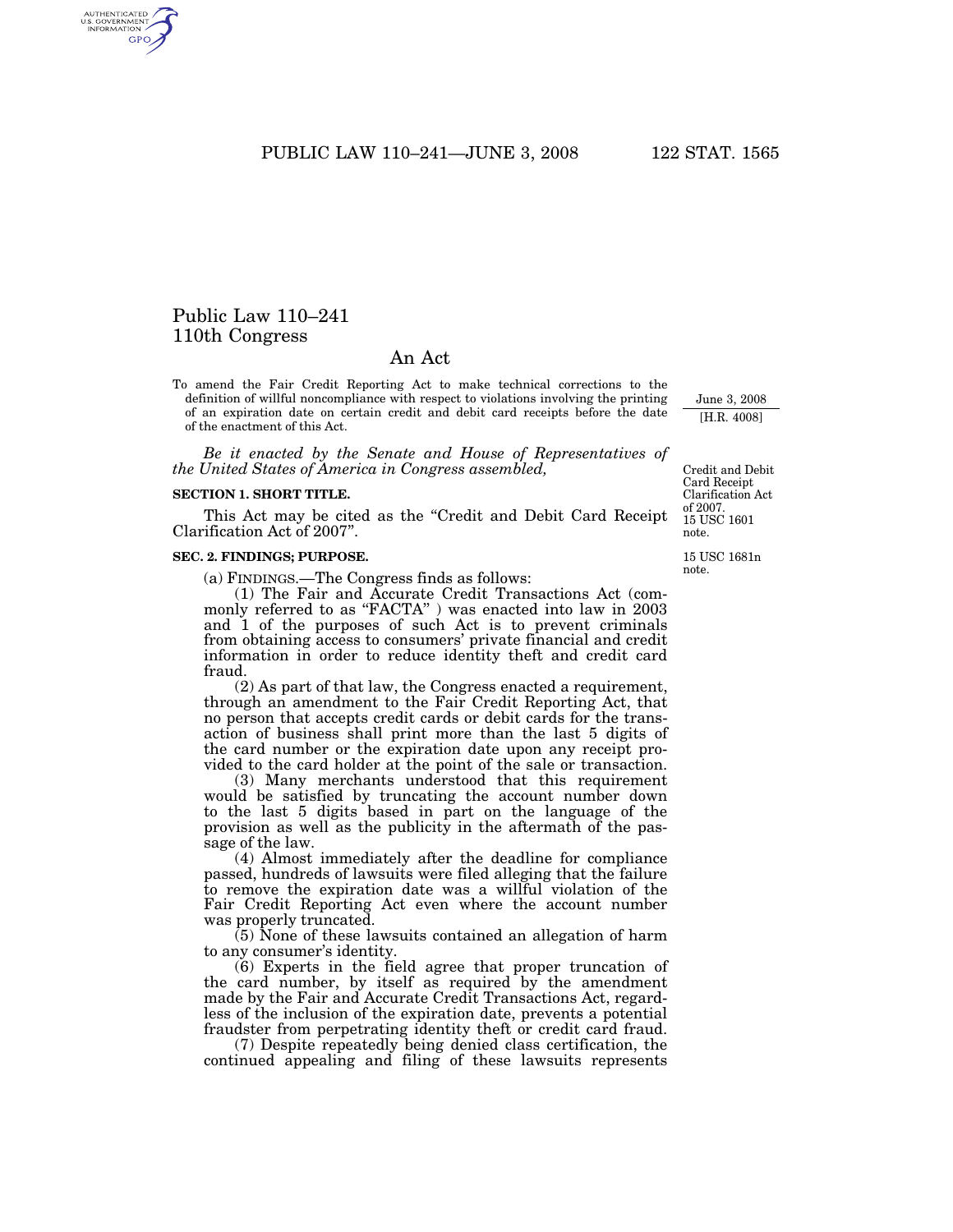# Public Law 110–241
# 110th Congress

## An Act

To amend the Fair Credit Reporting Act to make technical corrections to the definition of willful noncompliance with respect to violations involving the printing of an expiration date on certain credit and debit card receipts before the date of the enactment of this Act.

June 3, 2008

[H.R. 4008]

*Be it enacted by the Senate and House of Representatives of the United States of America in Congress assembled,*

Credit and Debit Card Receipt Clarification Act of 2007. 15 USC 1601 note.

### SECTION 1. SHORT TITLE.

This Act may be cited as the "Credit and Debit Card Receipt Clarification Act of 2007".

15 USC 1681n note.

### SEC. 2. FINDINGS; PURPOSE.

(a) FINDINGS.—The Congress finds as follows:

(1) The Fair and Accurate Credit Transactions Act (commonly referred to as "FACTA" ) was enacted into law in 2003 and 1 of the purposes of such Act is to prevent criminals from obtaining access to consumers' private financial and credit information in order to reduce identity theft and credit card fraud.

(2) As part of that law, the Congress enacted a requirement, through an amendment to the Fair Credit Reporting Act, that no person that accepts credit cards or debit cards for the transaction of business shall print more than the last 5 digits of the card number or the expiration date upon any receipt provided to the card holder at the point of the sale or transaction.

(3) Many merchants understood that this requirement would be satisfied by truncating the account number down to the last 5 digits based in part on the language of the provision as well as the publicity in the aftermath of the passage of the law.

(4) Almost immediately after the deadline for compliance passed, hundreds of lawsuits were filed alleging that the failure to remove the expiration date was a willful violation of the Fair Credit Reporting Act even where the account number was properly truncated.

(5) None of these lawsuits contained an allegation of harm to any consumer's identity.

(6) Experts in the field agree that proper truncation of the card number, by itself as required by the amendment made by the Fair and Accurate Credit Transactions Act, regardless of the inclusion of the expiration date, prevents a potential fraudster from perpetrating identity theft or credit card fraud.

(7) Despite repeatedly being denied class certification, the continued appealing and filing of these lawsuits represents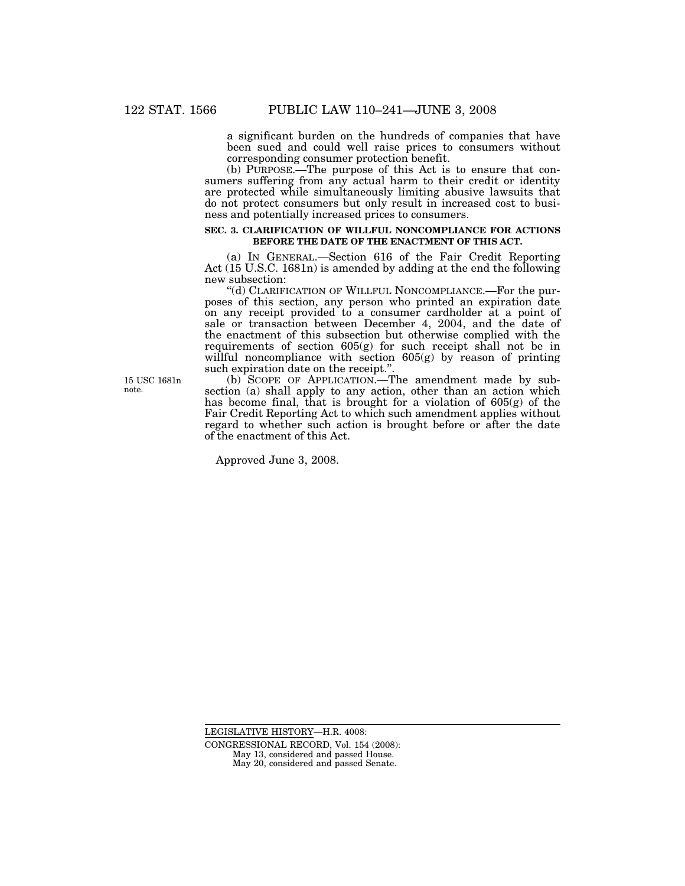a significant burden on the hundreds of companies that have been sued and could well raise prices to consumers without corresponding consumer protection benefit.

(b) PURPOSE.—The purpose of this Act is to ensure that consumers suffering from any actual harm to their credit or identity are protected while simultaneously limiting abusive lawsuits that do not protect consumers but only result in increased cost to business and potentially increased prices to consumers.

**SEC. 3. CLARIFICATION OF WILLFUL NONCOMPLIANCE FOR ACTIONS BEFORE THE DATE OF THE ENACTMENT OF THIS ACT.**

(a) IN GENERAL.—Section 616 of the Fair Credit Reporting Act (15 U.S.C. 1681n) is amended by adding at the end the following new subsection:

"(d) CLARIFICATION OF WILLFUL NONCOMPLIANCE.—For the purposes of this section, any person who printed an expiration date on any receipt provided to a consumer cardholder at a point of sale or transaction between December 4, 2004, and the date of the enactment of this subsection but otherwise complied with the requirements of section 605(g) for such receipt shall not be in willful noncompliance with section 605(g) by reason of printing such expiration date on the receipt.".

15 USC 1681n note.

(b) SCOPE OF APPLICATION.—The amendment made by subsection (a) shall apply to any action, other than an action which has become final, that is brought for a violation of 605(g) of the Fair Credit Reporting Act to which such amendment applies without regard to whether such action is brought before or after the date of the enactment of this Act.

Approved June 3, 2008.

---

LEGISLATIVE HISTORY—H.R. 4008:

CONGRESSIONAL RECORD, Vol. 154 (2008):

May 13, considered and passed House.

May 20, considered and passed Senate.